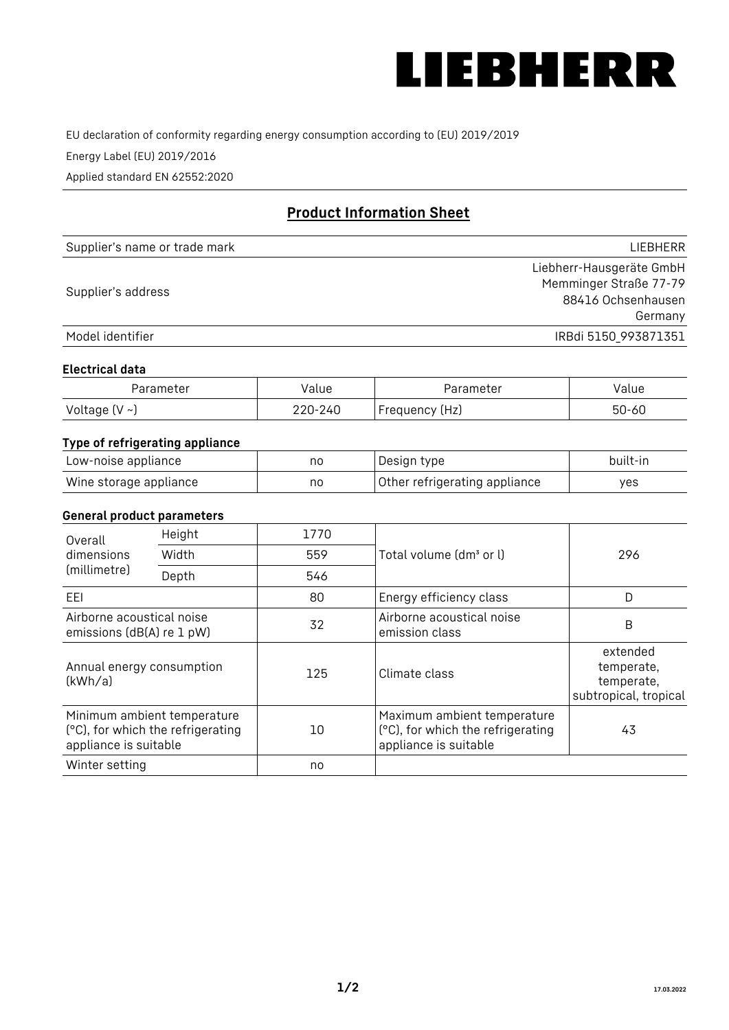LIEBHERR

EU declaration of conformity regarding energy consumption according to (EU) 2019/2019

Energy Label (EU) 2019/2016

Applied standard EN 62552:2020

## Product Information Sheet

| | |
|---|---|
| Supplier's name or trade mark | LIEBHERR |
| Supplier's address | Liebherr-Hausgeräte GmbH<br>Memminger Straße 77-79<br>88416 Ochsenhausen<br>Germany |
| Model identifier | IRBdi 5150_993871351 |

### Electrical data

| Parameter | Value | Parameter | Value |
|---|---|---|---|
| Voltage (V ~) | 220-240 | Frequency (Hz) | 50-60 |

### Type of refrigerating appliance

| | | | |
|---|---|---|---|
| Low-noise appliance | no | Design type | built-in |
| Wine storage appliance | no | Other refrigerating appliance | yes |

### General product parameters

| | | | | |
|---|---|---|---|---|
| Overall dimensions (millimetre) | Height | 1770 | Total volume (dm³ or l) | 296 |
| | Width | 559 | | |
| | Depth | 546 | | |
| EEI | | 80 | Energy efficiency class | D |
| Airborne acoustical noise emissions (dB(A) re 1 pW) | | 32 | Airborne acoustical noise emission class | B |
| Annual energy consumption (kWh/a) | | 125 | Climate class | extended temperate, temperate, subtropical, tropical |
| Minimum ambient temperature (°C), for which the refrigerating appliance is suitable | | 10 | Maximum ambient temperature (°C), for which the refrigerating appliance is suitable | 43 |
| Winter setting | | no | | |

17.03.2022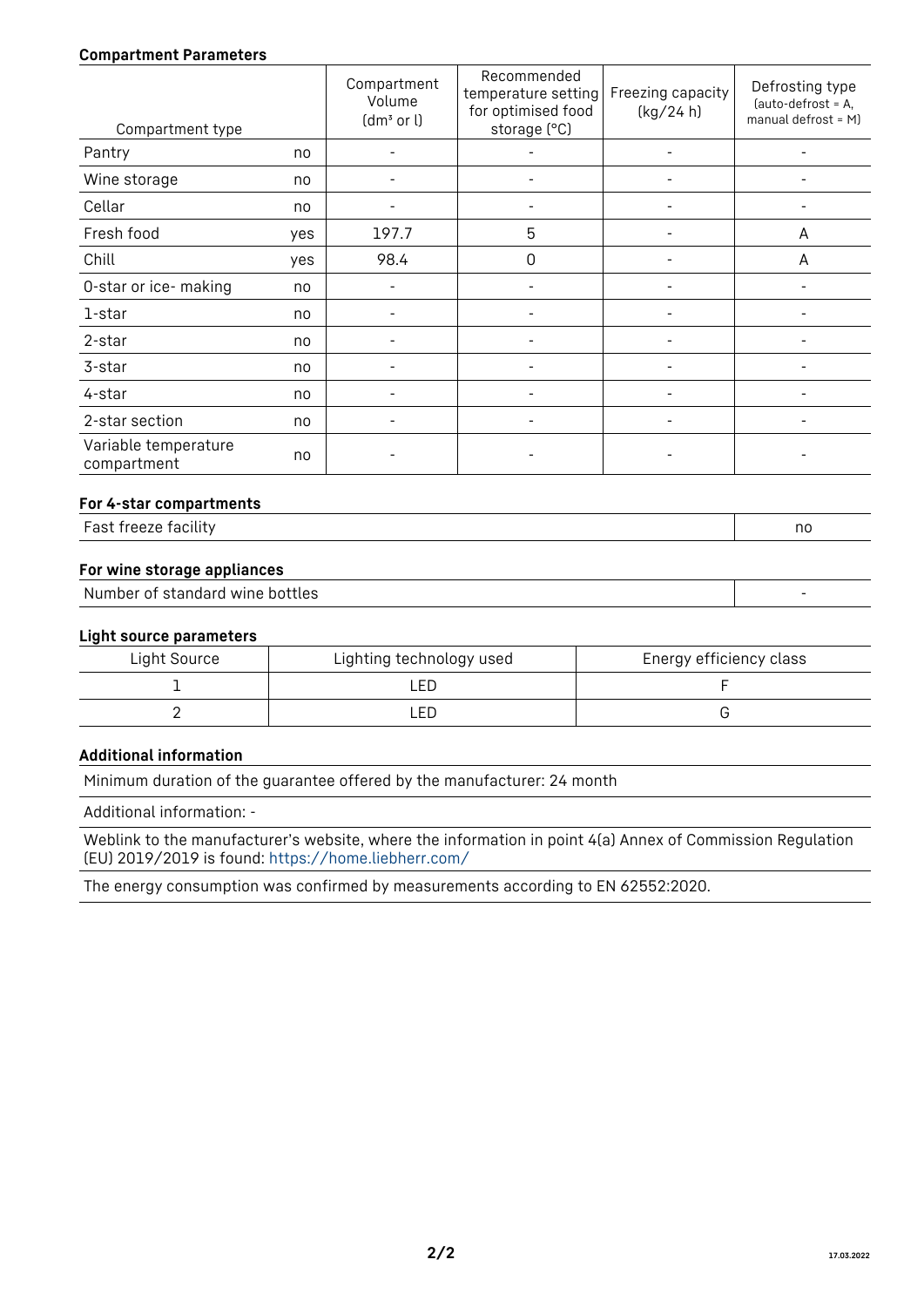**Compartment Parameters**

| Compartment type | | Compartment Volume (dm³ or l) | Recommended temperature setting for optimised food storage (°C) | Freezing capacity (kg/24 h) | Defrosting type (auto-defrost = A, manual defrost = M) |
|---|---|---|---|---|---|
| Pantry | no | - | - | - | - |
| Wine storage | no | - | - | - | - |
| Cellar | no | - | - | - | - |
| Fresh food | yes | 197.7 | 5 | - | A |
| Chill | yes | 98.4 | 0 | - | A |
| 0-star or ice- making | no | - | - | - | - |
| 1-star | no | - | - | - | - |
| 2-star | no | - | - | - | - |
| 3-star | no | - | - | - | - |
| 4-star | no | - | - | - | - |
| 2-star section | no | - | - | - | - |
| Variable temperature compartment | no | - | - | - | - |

**For 4-star compartments**

| | |
|---|---|
| Fast freeze facility | no |

**For wine storage appliances**

| | |
|---|---|
| Number of standard wine bottles | - |

**Light source parameters**

| Light Source | Lighting technology used | Energy efficiency class |
|---|---|---|
| 1 | LED | F |
| 2 | LED | G |

**Additional information**

Minimum duration of the guarantee offered by the manufacturer: 24 month

Additional information: -

Weblink to the manufacturer's website, where the information in point 4(a) Annex of Commission Regulation (EU) 2019/2019 is found: https://home.liebherr.com/

The energy consumption was confirmed by measurements according to EN 62552:2020.

17.03.2022